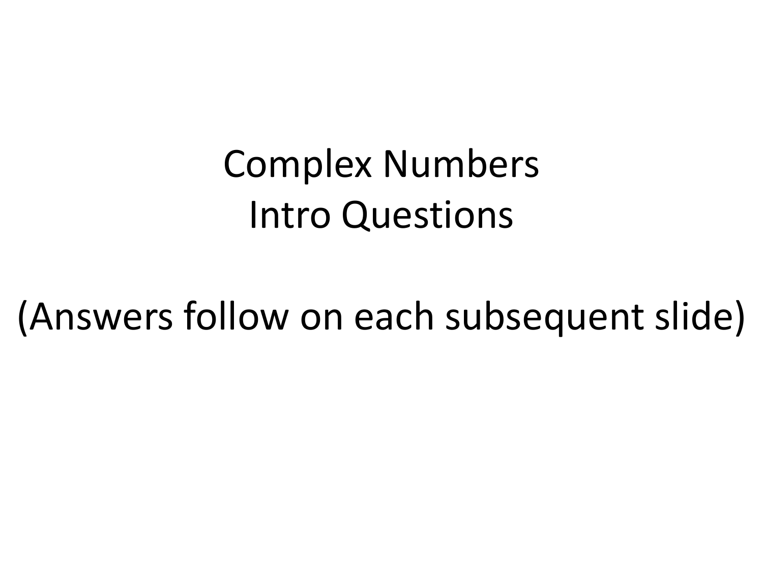# Complex Numbers
# Intro Questions

(Answers follow on each subsequent slide)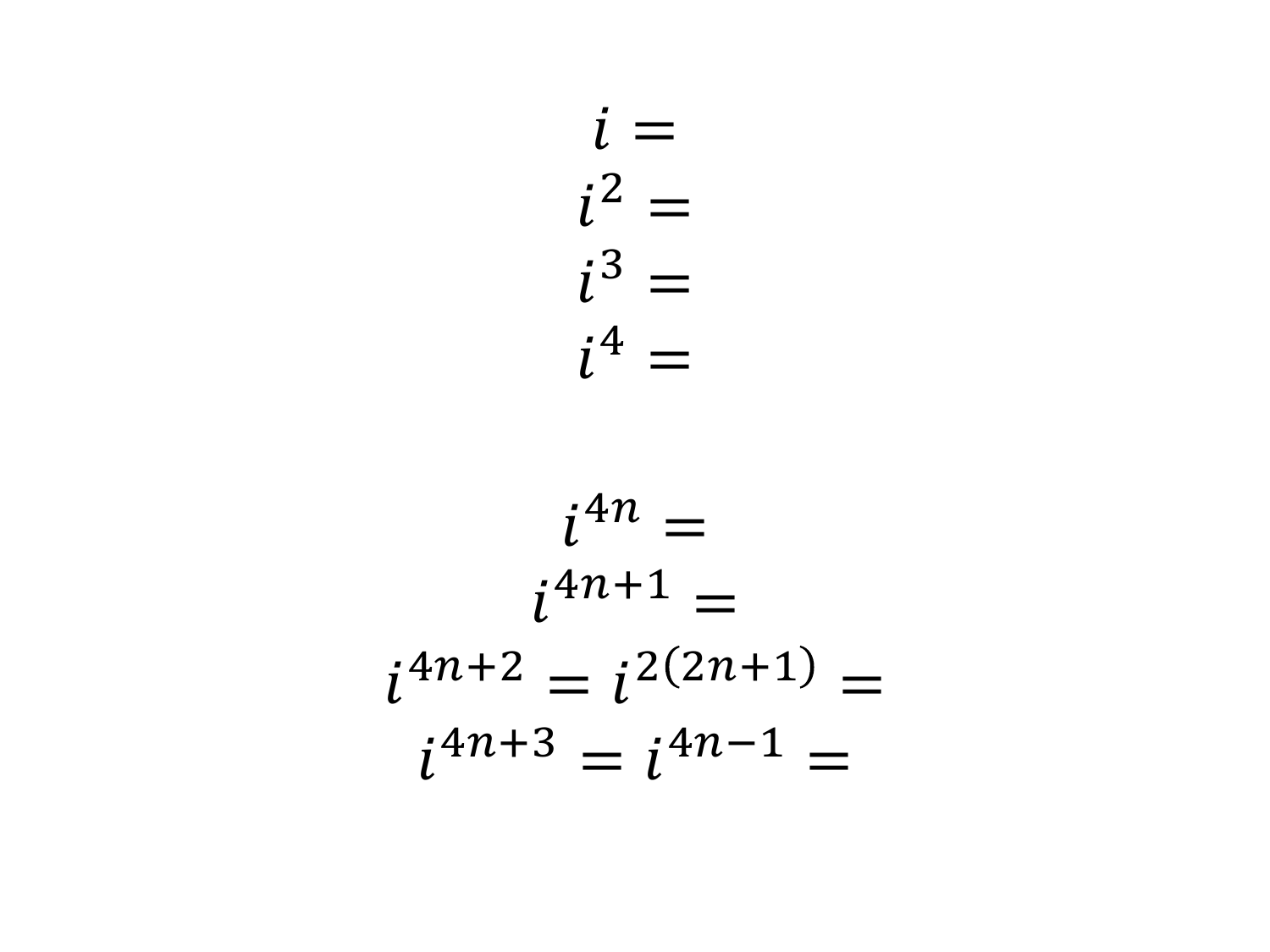$$i =$$

$$i^2 =$$

$$i^3 =$$

$$i^4 =$$

$$i^{4n} =$$

$$i^{4n+1} =$$

$$i^{4n+2} = i^{2(2n+1)} =$$

$$i^{4n+3} = i^{4n-1} =$$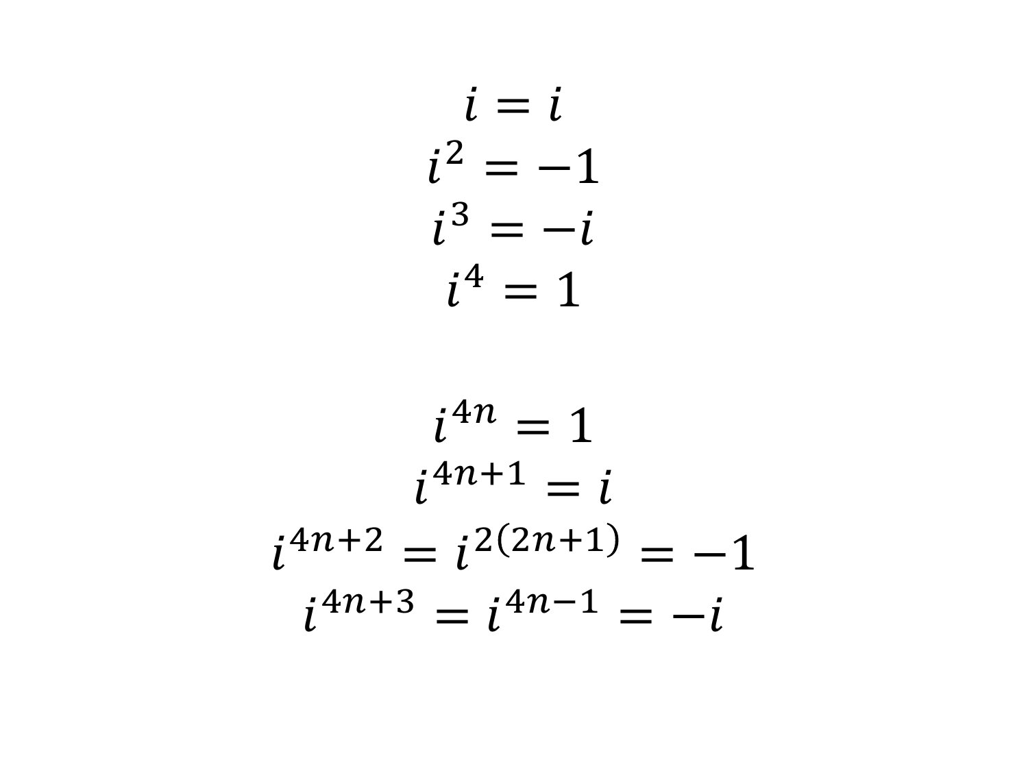$$i = i$$

$$i^2 = -1$$

$$i^3 = -i$$

$$i^4 = 1$$

$$i^{4n} = 1$$

$$i^{4n+1} = i$$

$$i^{4n+2} = i^{2(2n+1)} = -1$$

$$i^{4n+3} = i^{4n-1} = -i$$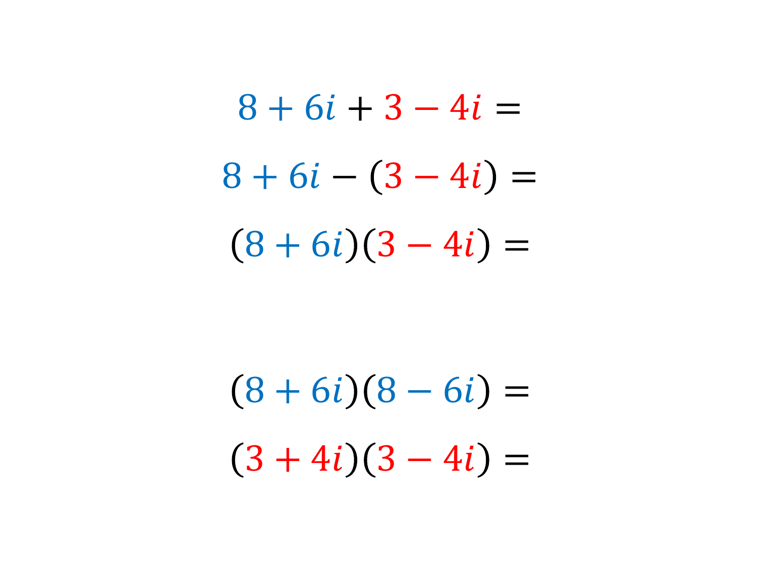$$8 + 6i + 3 - 4i =$$

$$8 + 6i - (3 - 4i) =$$

$$(8 + 6i)(3 - 4i) =$$

$$(8 + 6i)(8 - 6i) =$$

$$(3 + 4i)(3 - 4i) =$$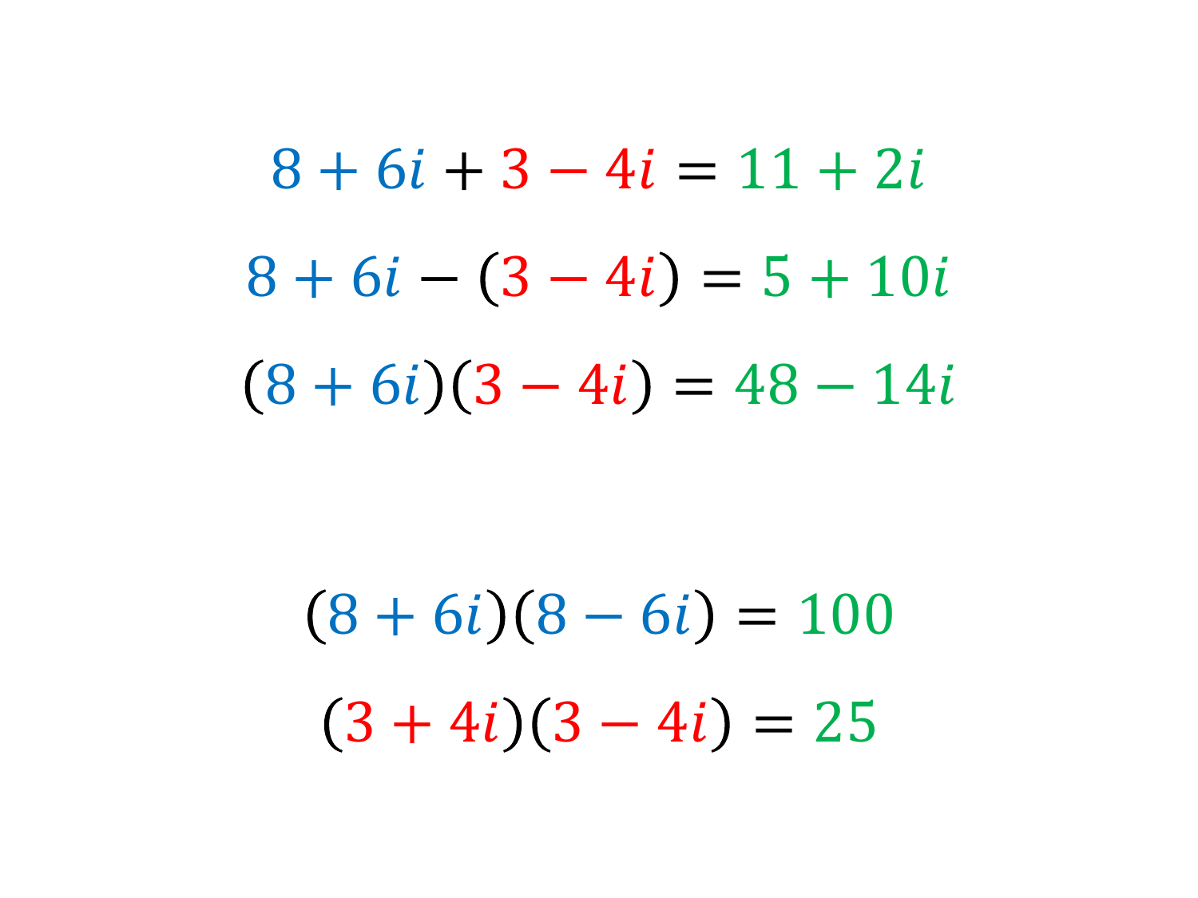$$8 + 6i + 3 - 4i = 11 + 2i$$

$$8 + 6i - (3 - 4i) = 5 + 10i$$

$$(8 + 6i)(3 - 4i) = 48 - 14i$$

$$(8 + 6i)(8 - 6i) = 100$$

$$(3 + 4i)(3 - 4i) = 25$$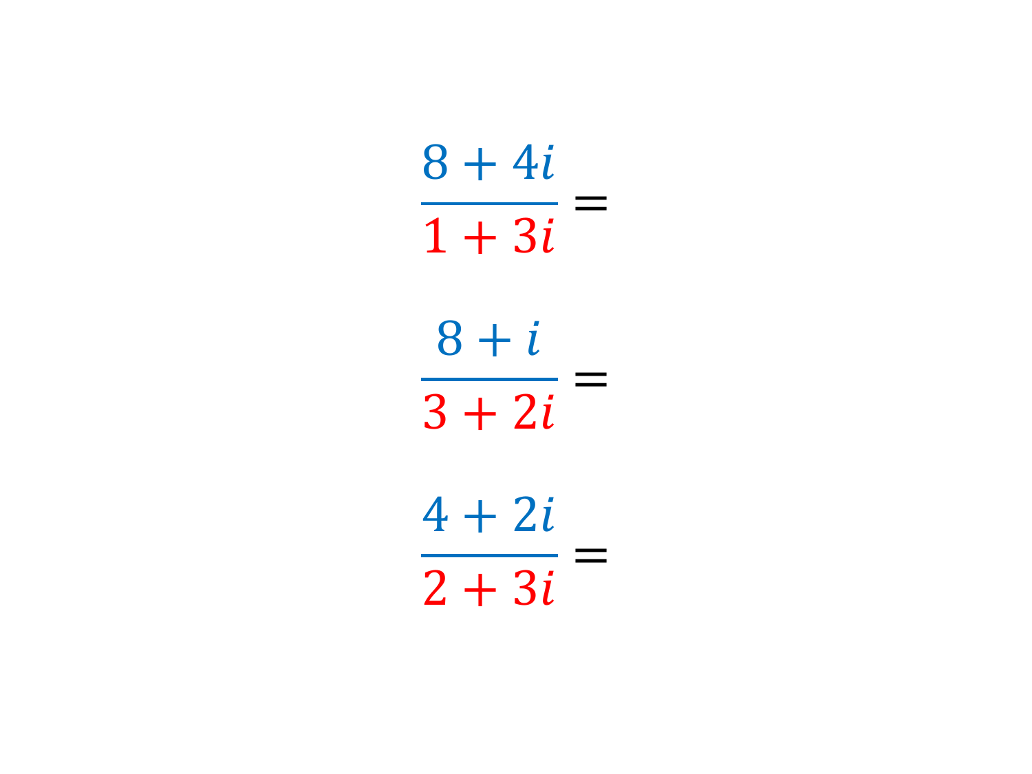$$\frac{8+4i}{1+3i} =$$

$$\frac{8+i}{3+2i} =$$

$$\frac{4+2i}{2+3i} =$$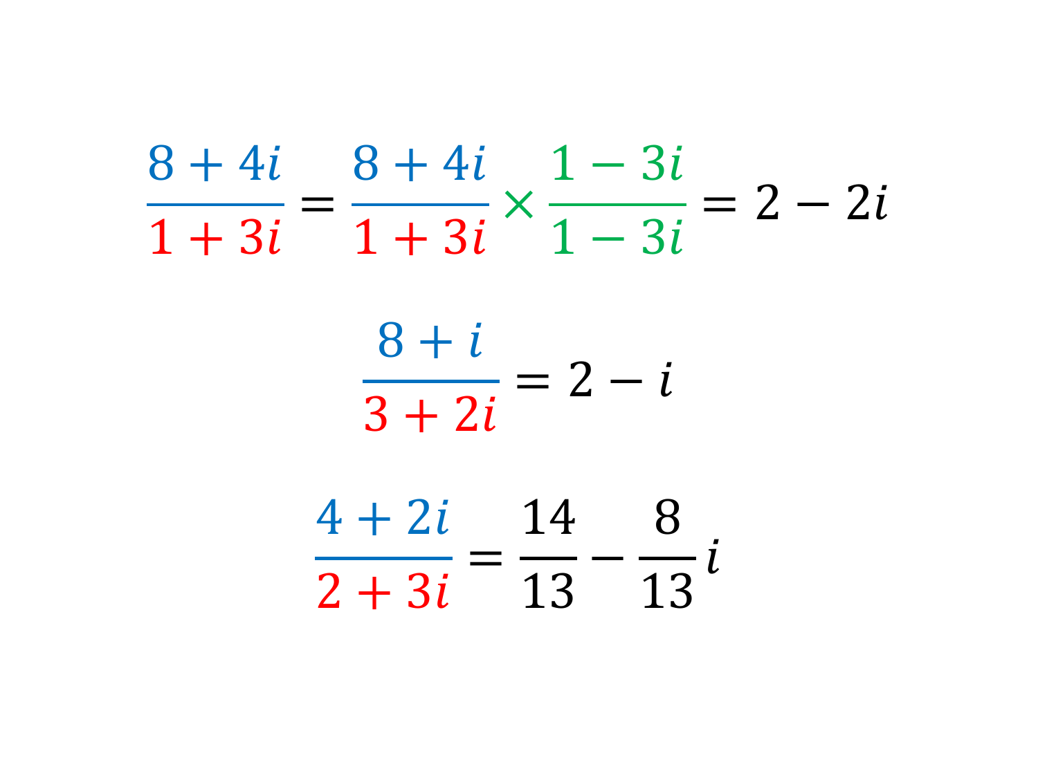$$\frac{8+4i}{1+3i} = \frac{8+4i}{1+3i} \times \frac{1-3i}{1-3i} = 2-2i$$

$$\frac{8+i}{3+2i} = 2-i$$

$$\frac{4+2i}{2+3i} = \frac{14}{13} - \frac{8}{13}i$$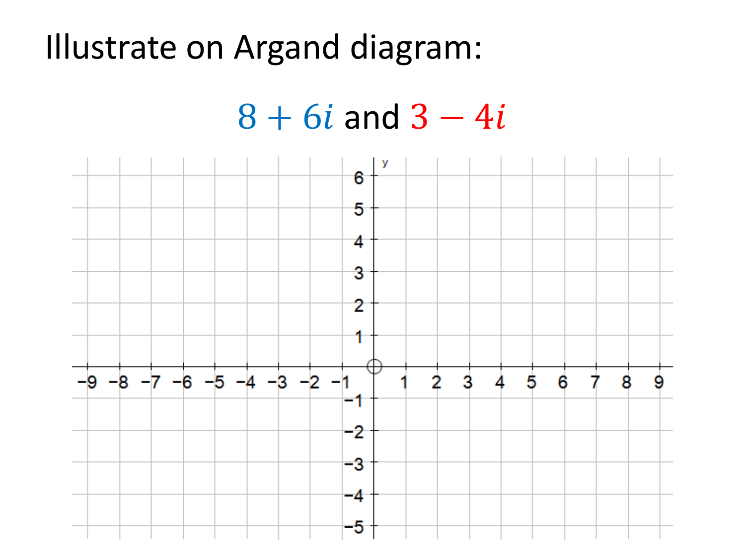# Illustrate on Argand diagram:

$$8 + 6i \text{ and } 3 - 4i$$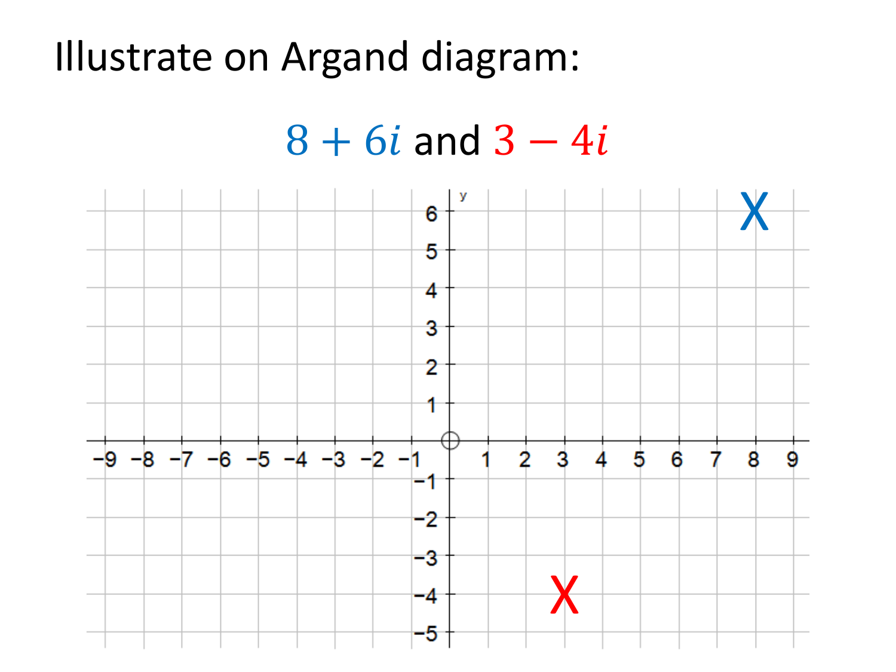Illustrate on Argand diagram:

$8 + 6i$ and $3 - 4i$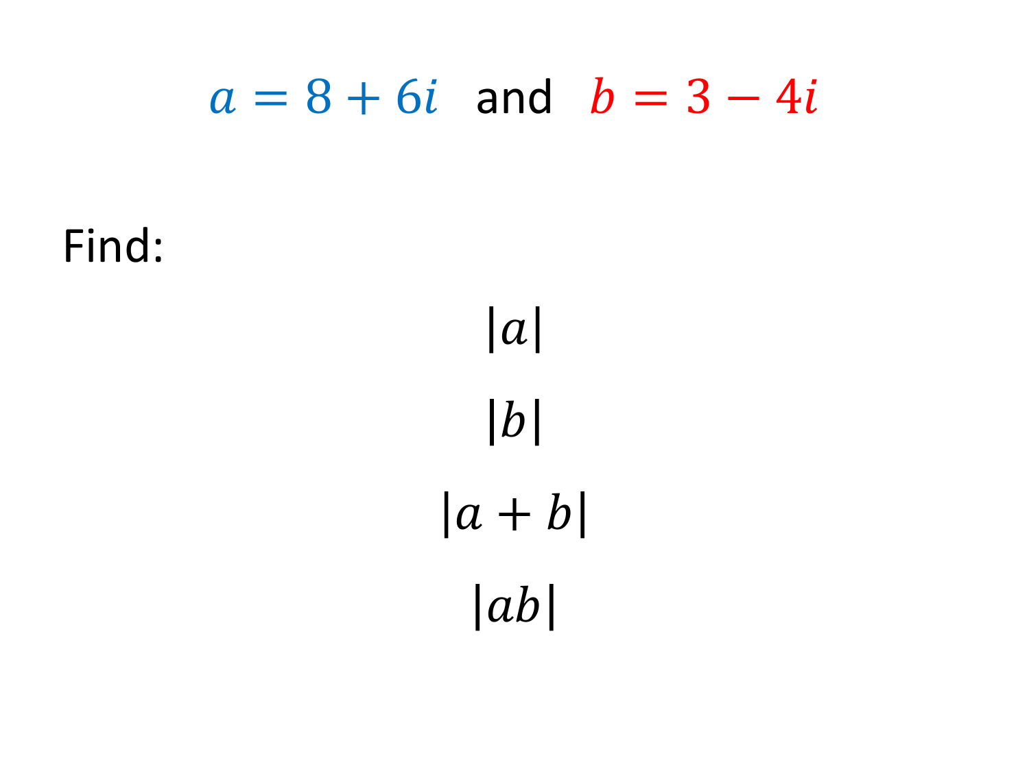$a = 8 + 6i$ and $b = 3 - 4i$

Find:

$$|a|$$

$$|b|$$

$$|a + b|$$

$$|ab|$$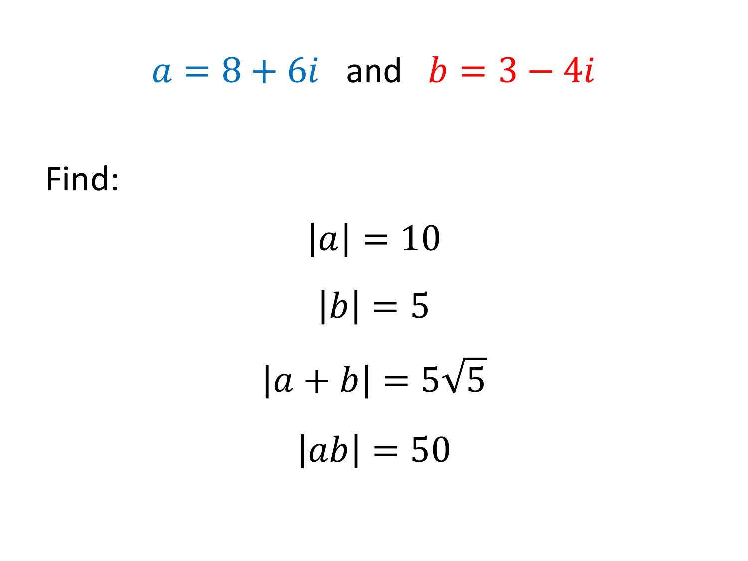$$a = 8 + 6i \quad \text{and} \quad b = 3 - 4i$$

Find:

$$|a| = 10$$

$$|b| = 5$$

$$|a + b| = 5\sqrt{5}$$

$$|ab| = 50$$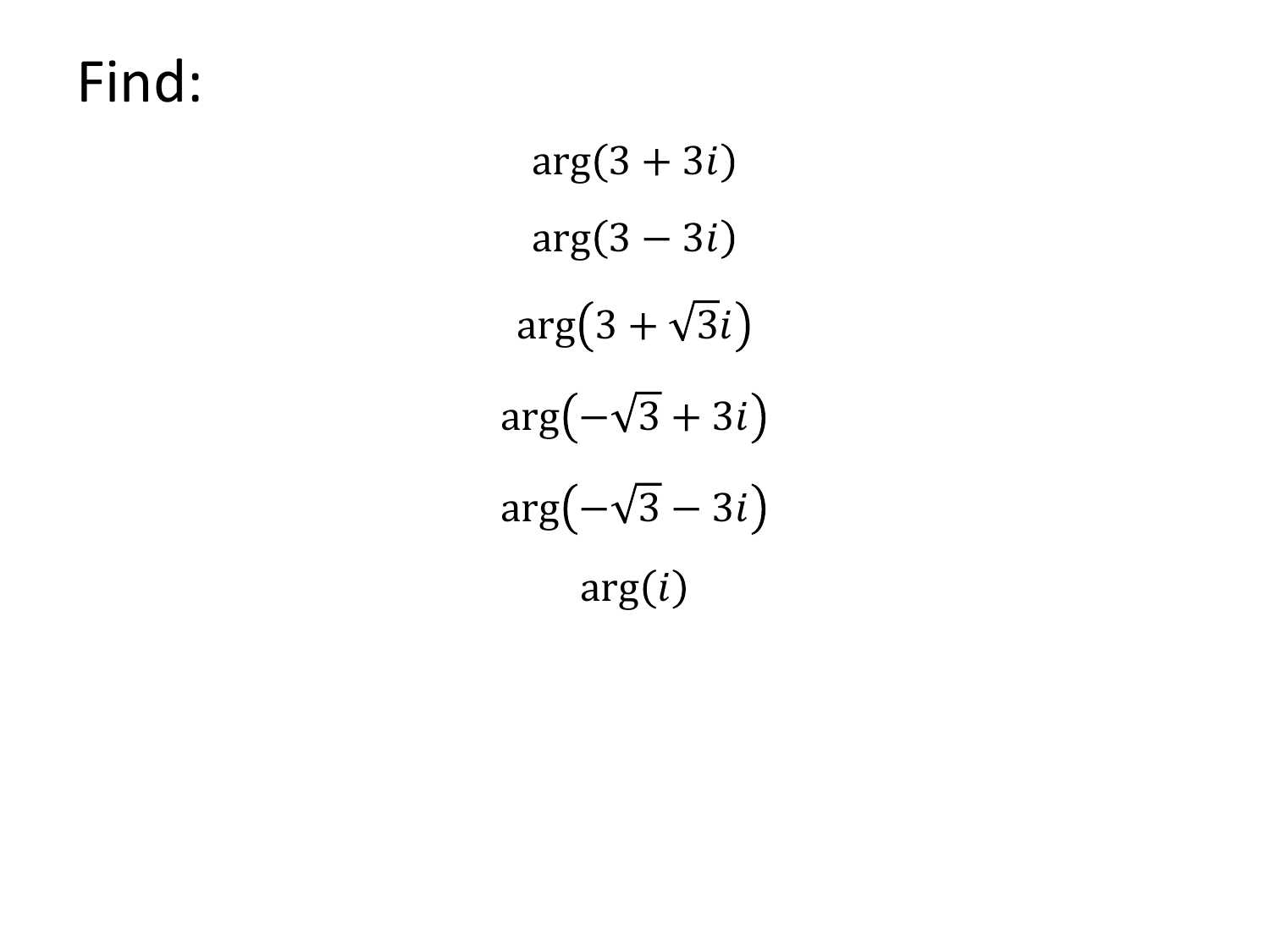# Find:

$$\arg(3+3i)$$

$$\arg(3-3i)$$

$$\arg\left(3+\sqrt{3}i\right)$$

$$\arg\left(-\sqrt{3}+3i\right)$$

$$\arg\left(-\sqrt{3}-3i\right)$$

$$\arg(i)$$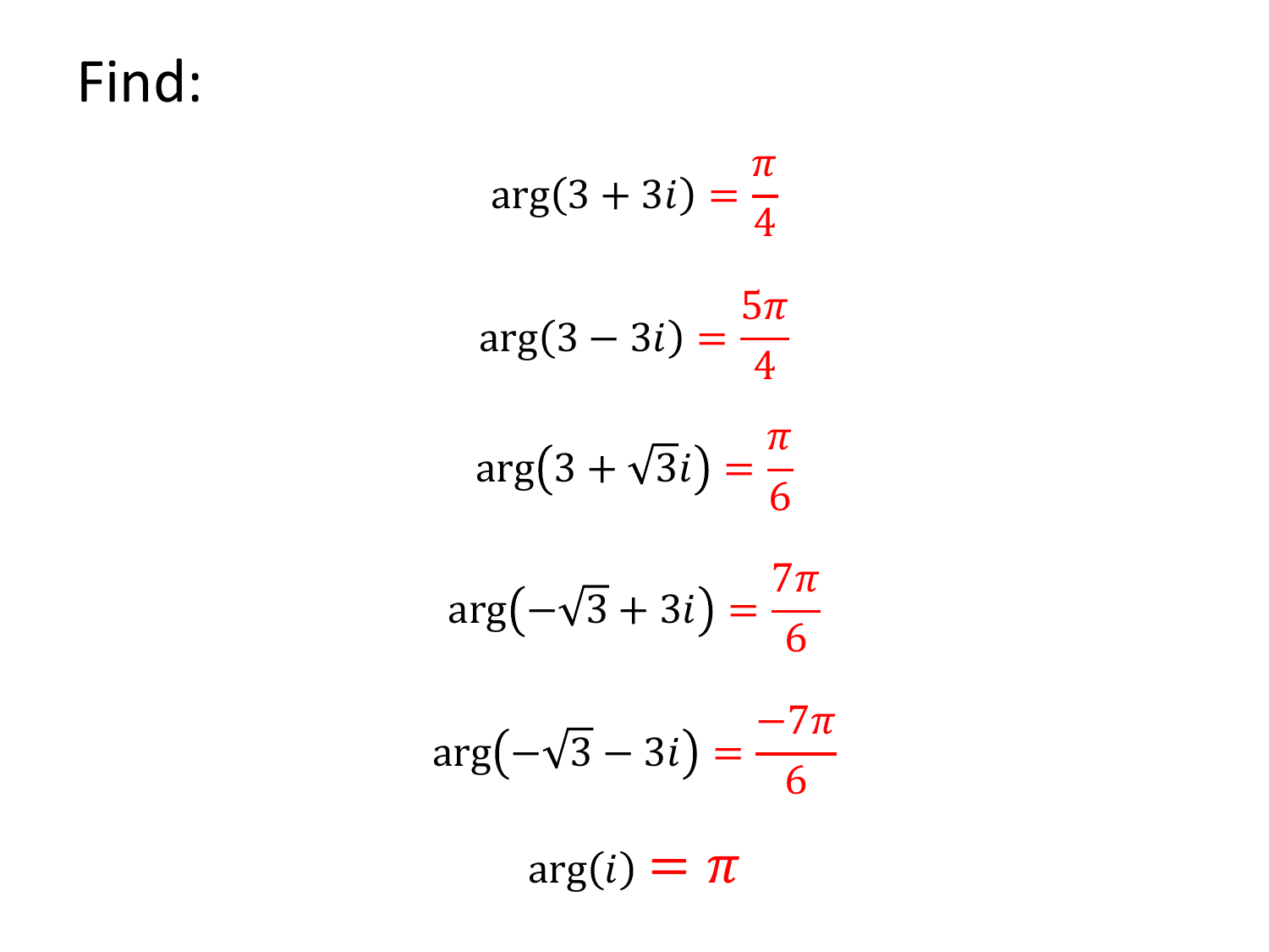Find:

$$\arg(3 + 3i) = \frac{\pi}{4}$$

$$\arg(3 - 3i) = \frac{5\pi}{4}$$

$$\arg(3 + \sqrt{3}i) = \frac{\pi}{6}$$

$$\arg(-\sqrt{3} + 3i) = \frac{7\pi}{6}$$

$$\arg(-\sqrt{3} - 3i) = \frac{-7\pi}{6}$$

$$\arg(i) = \pi$$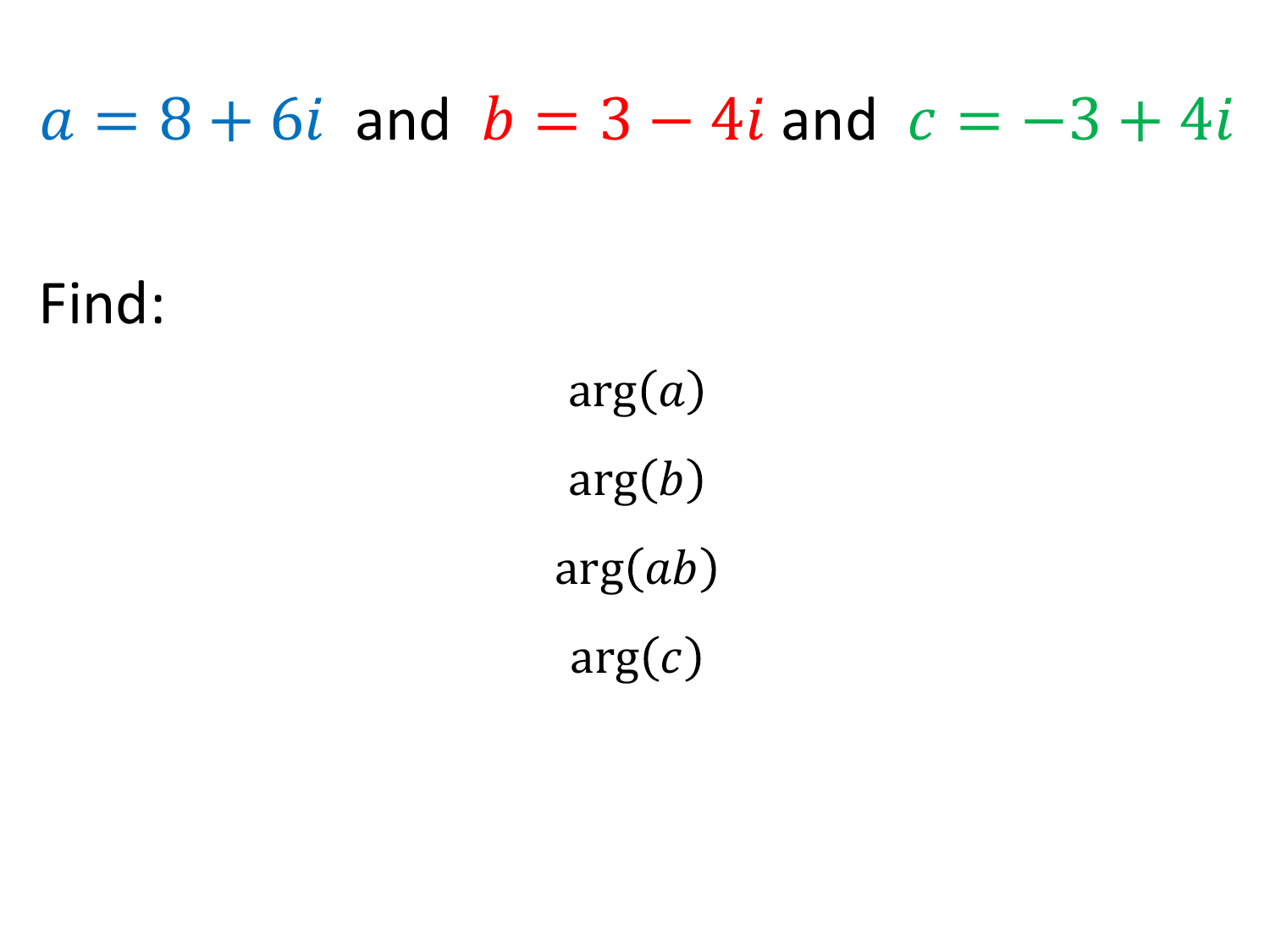$a = 8 + 6i$ and $b = 3 - 4i$ and $c = -3 + 4i$

Find:

$$\arg(a)$$

$$\arg(b)$$

$$\arg(ab)$$

$$\arg(c)$$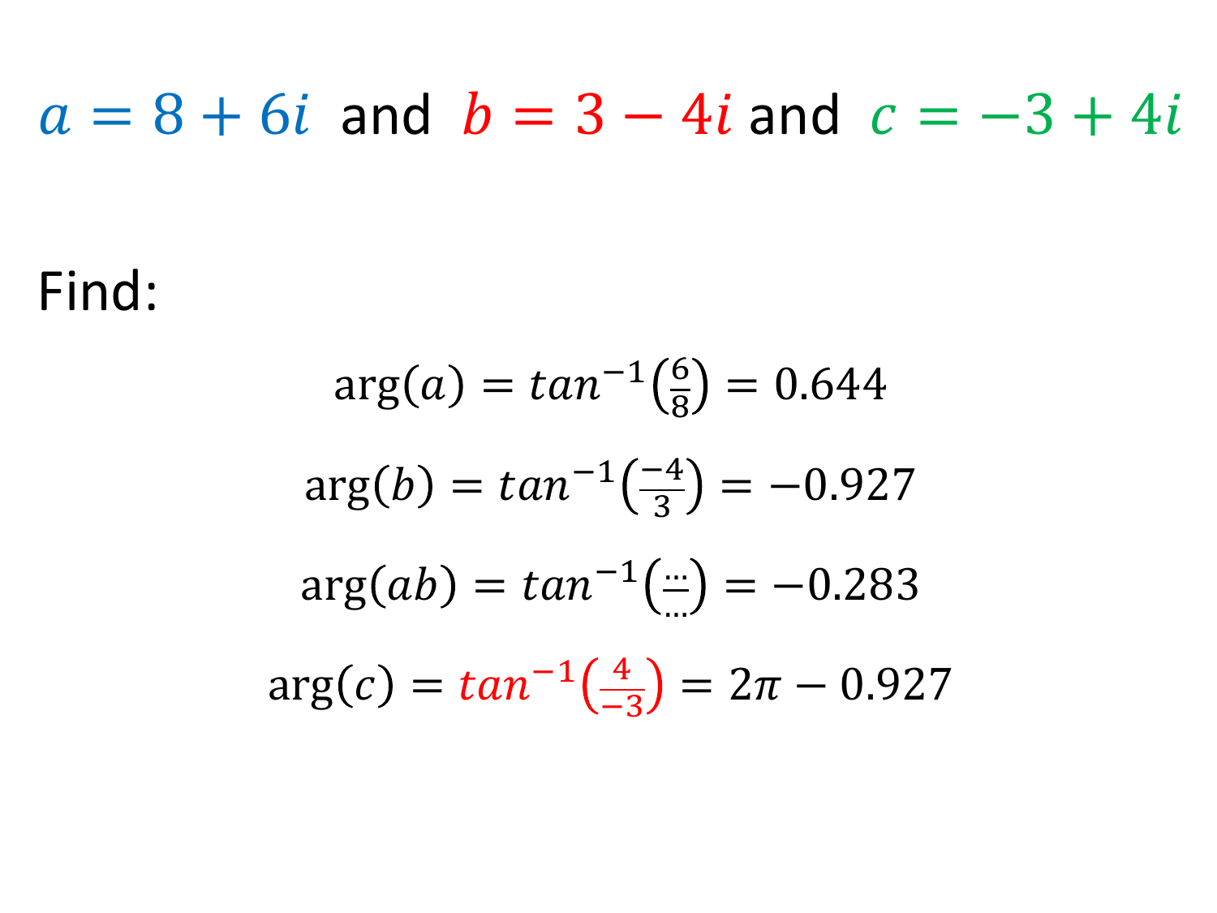$a = 8 + 6i$ and $b = 3 - 4i$ and $c = -3 + 4i$

Find:

$$\arg(a) = tan^{-1}\left(\frac{6}{8}\right) = 0.644$$

$$\arg(b) = tan^{-1}\left(\frac{-4}{3}\right) = -0.927$$

$$\arg(ab) = tan^{-1}\left(\frac{\dots}{\dots}\right) = -0.283$$

$$\arg(c) = tan^{-1}\left(\frac{4}{-3}\right) = 2\pi - 0.927$$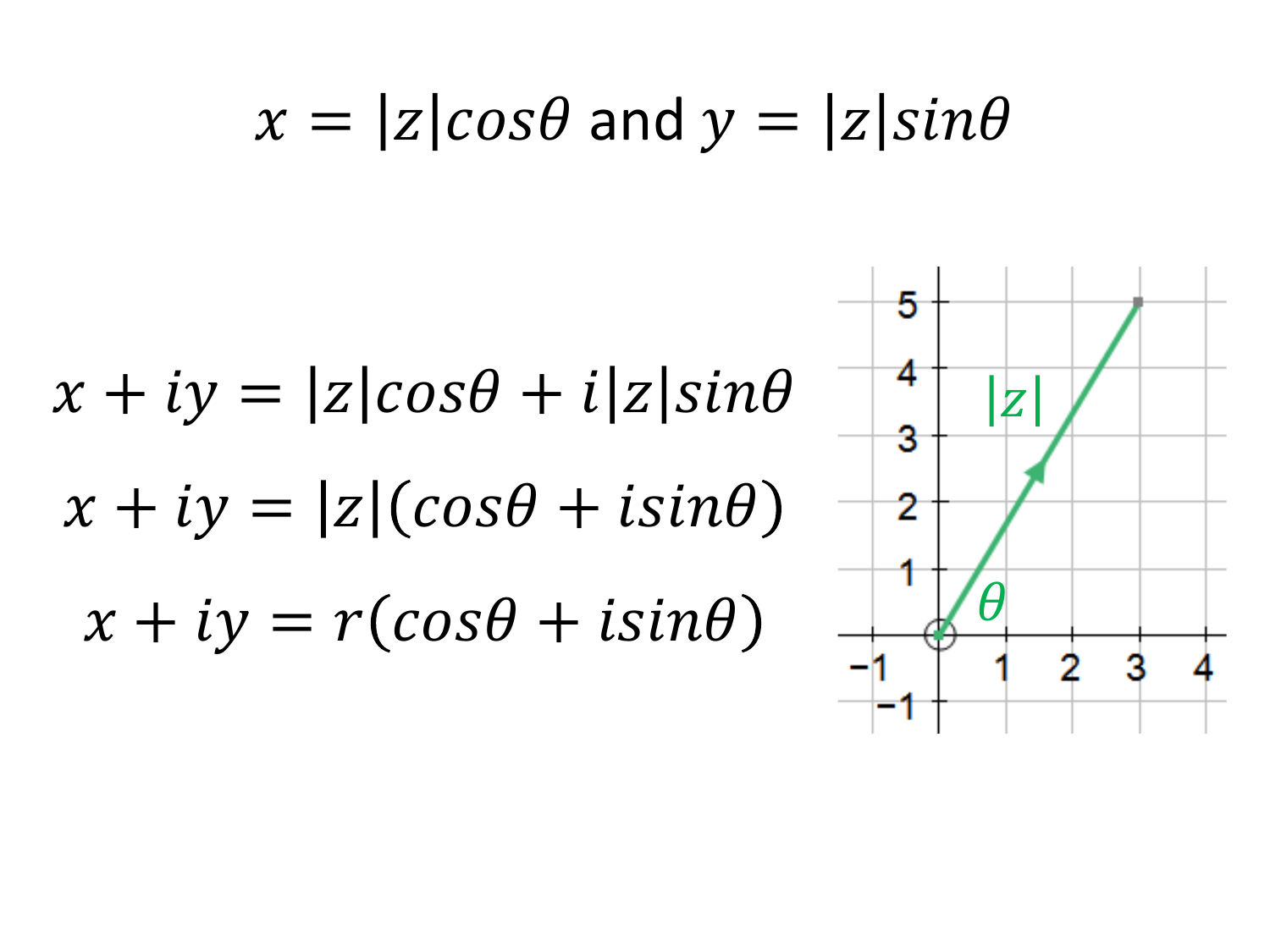$$x = |z|cos\theta \text{ and } y = |z|sin\theta$$

$$x + iy = |z|cos\theta + i|z|sin\theta$$

$$x + iy = |z|(cos\theta + isin\theta)$$

$$x + iy = r(cos\theta + isin\theta)$$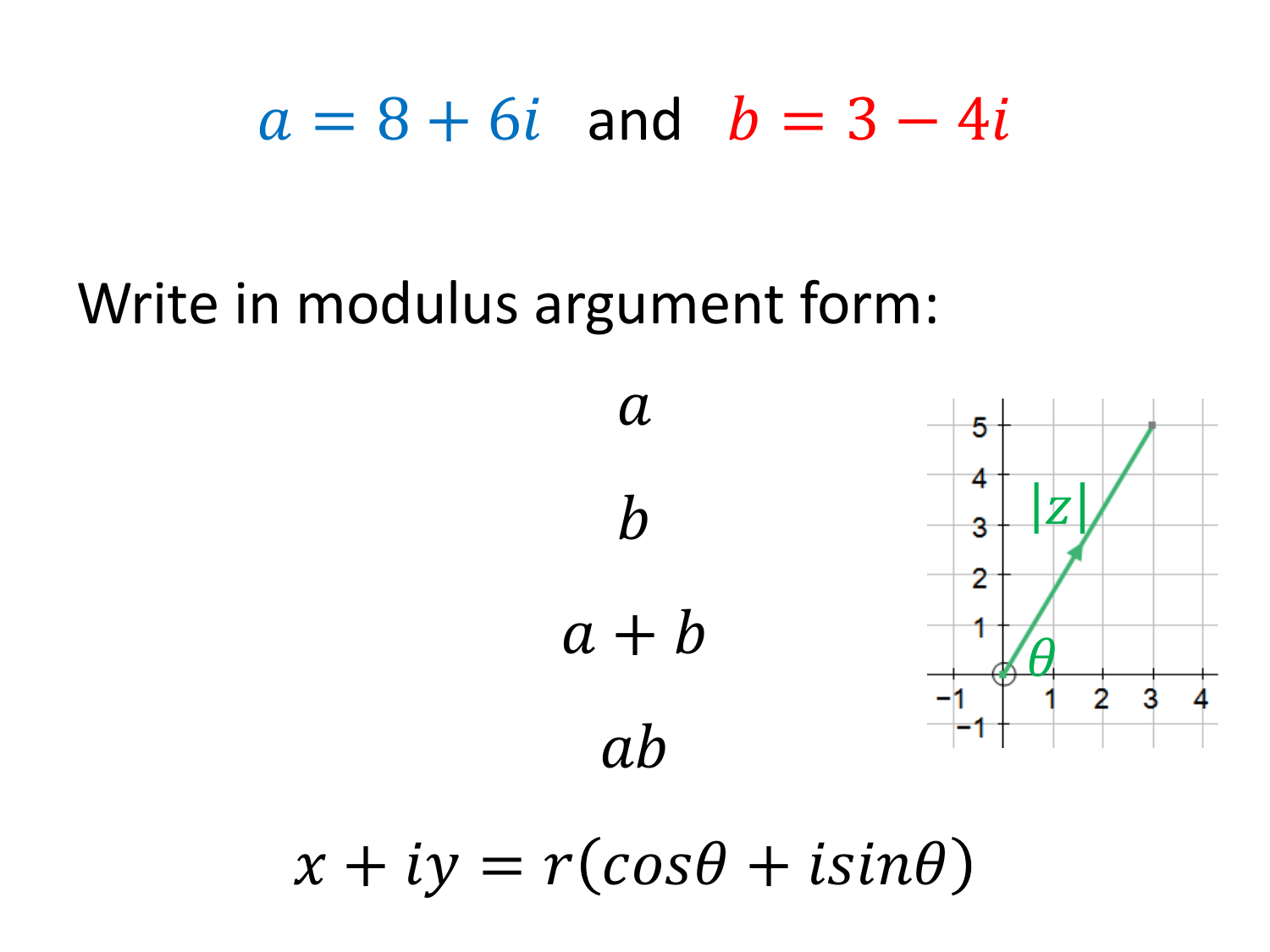$a = 8 + 6i$ and $b = 3 - 4i$

Write in modulus argument form:

$a$

$b$

$a + b$

$ab$

$$x + iy = r(\cos\theta + i\sin\theta)$$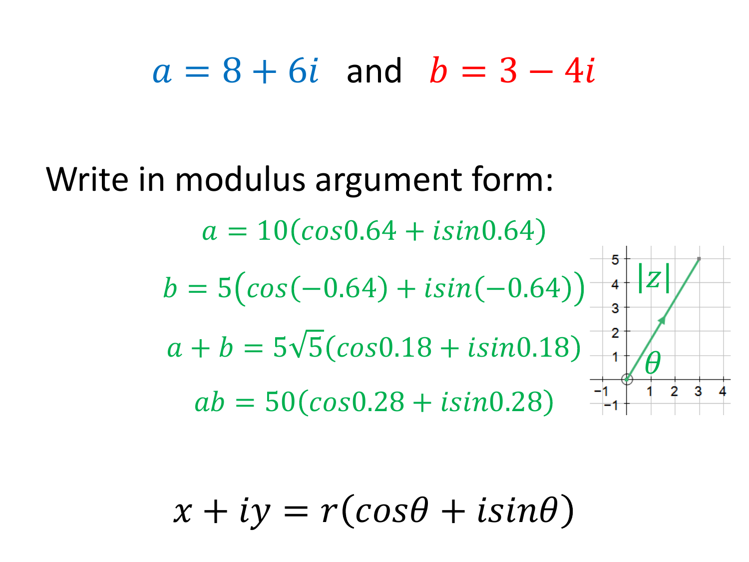$a = 8 + 6i$ and $b = 3 - 4i$

Write in modulus argument form:

$$a = 10(cos0.64 + isin0.64)$$

$$b = 5\big(cos(-0.64) + isin(-0.64)\big)$$

$$a + b = 5\sqrt{5}(cos0.18 + isin0.18)$$

$$ab = 50(cos0.28 + isin0.28)$$

$$x + iy = r(cos\theta + isin\theta)$$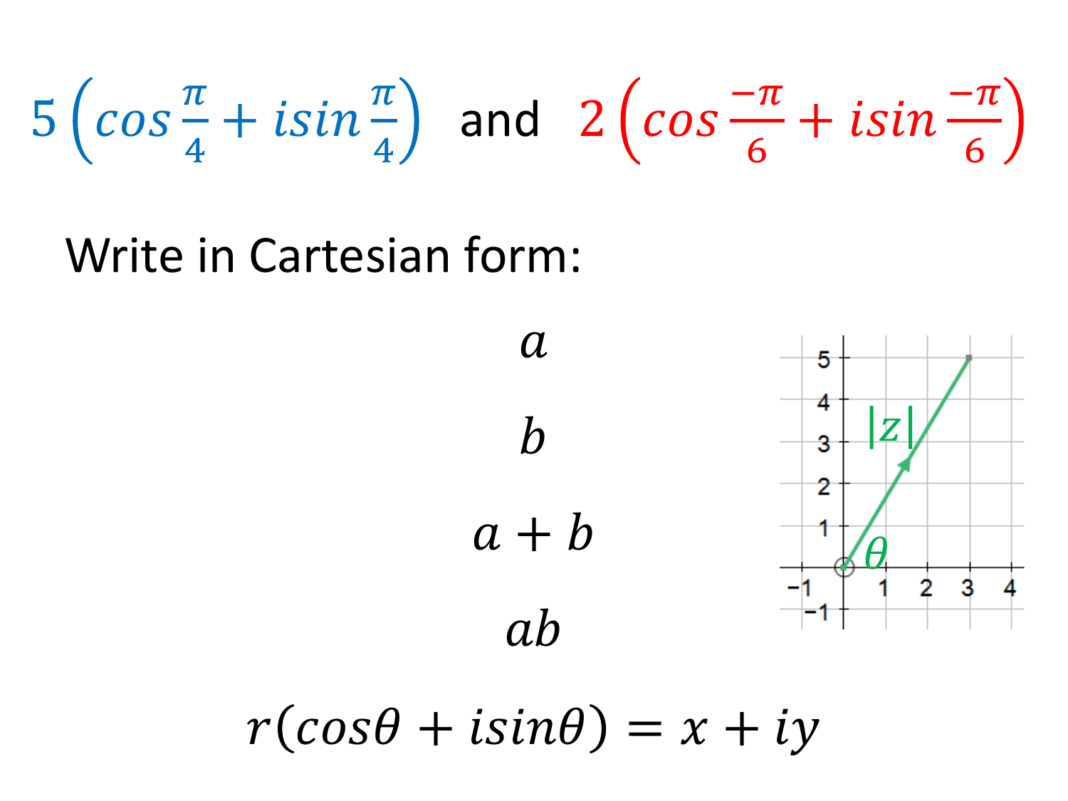$5\left(\cos\frac{\pi}{4} + i\sin\frac{\pi}{4}\right)$ and $2\left(\cos\frac{-\pi}{6} + i\sin\frac{-\pi}{6}\right)$

Write in Cartesian form:

$a$

$b$

$a + b$

$ab$

$$r(\cos\theta + i\sin\theta) = x + iy$$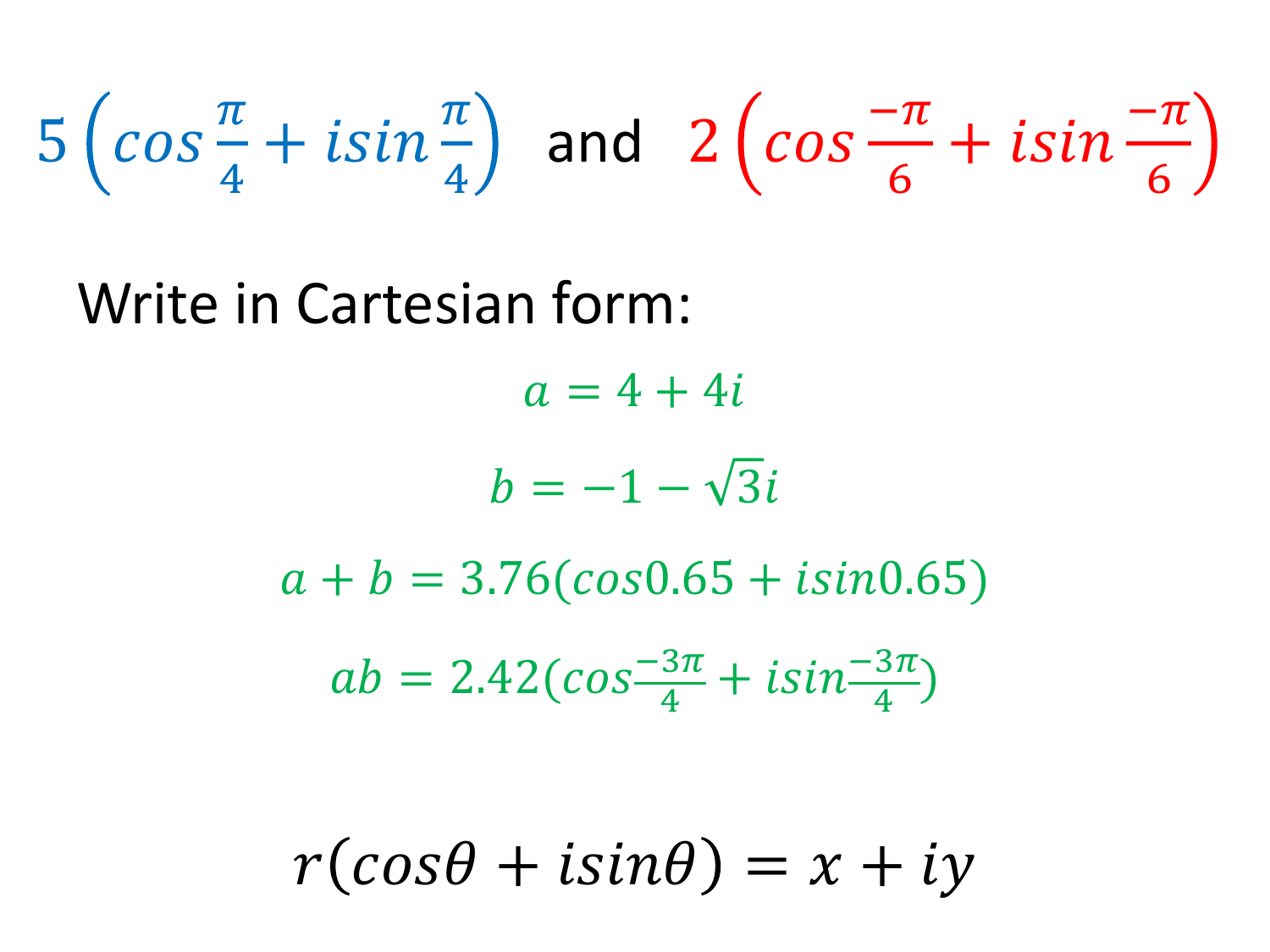$5\left(cos\frac{\pi}{4} + isin\frac{\pi}{4}\right)$ and $2\left(cos\frac{-\pi}{6} + isin\frac{-\pi}{6}\right)$

Write in Cartesian form:

$$a = 4 + 4i$$

$$b = -1 - \sqrt{3}i$$

$$a + b = 3.76(cos0.65 + isin0.65)$$

$$ab = 2.42(cos\tfrac{-3\pi}{4} + isin\tfrac{-3\pi}{4})$$

$$r(cos\theta + isin\theta) = x + iy$$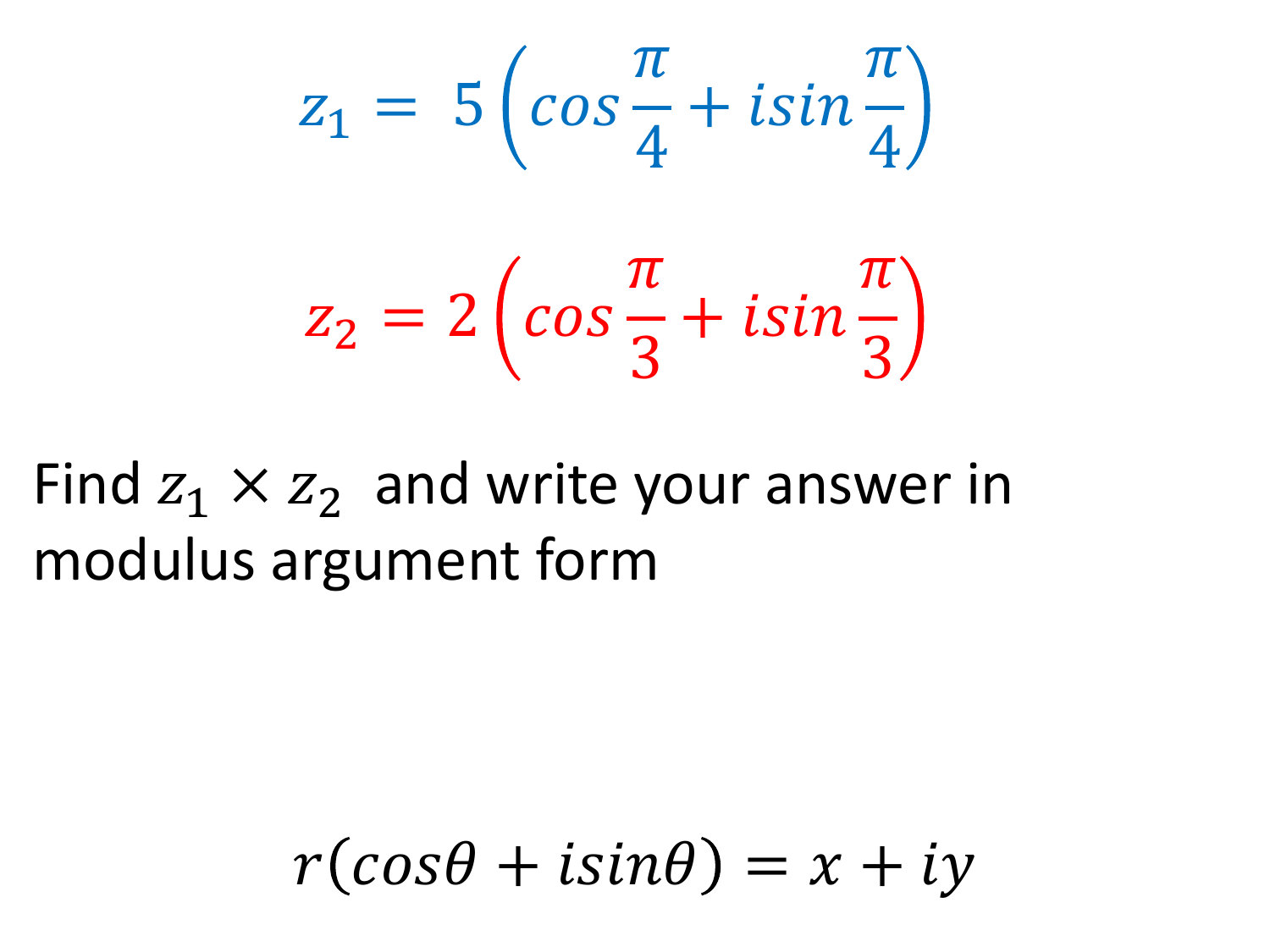$$z_1 = 5\left(\cos\frac{\pi}{4} + i\sin\frac{\pi}{4}\right)$$

$$z_2 = 2\left(\cos\frac{\pi}{3} + i\sin\frac{\pi}{3}\right)$$

Find $z_1 \times z_2$ and write your answer in modulus argument form

$$r(\cos\theta + i\sin\theta) = x + iy$$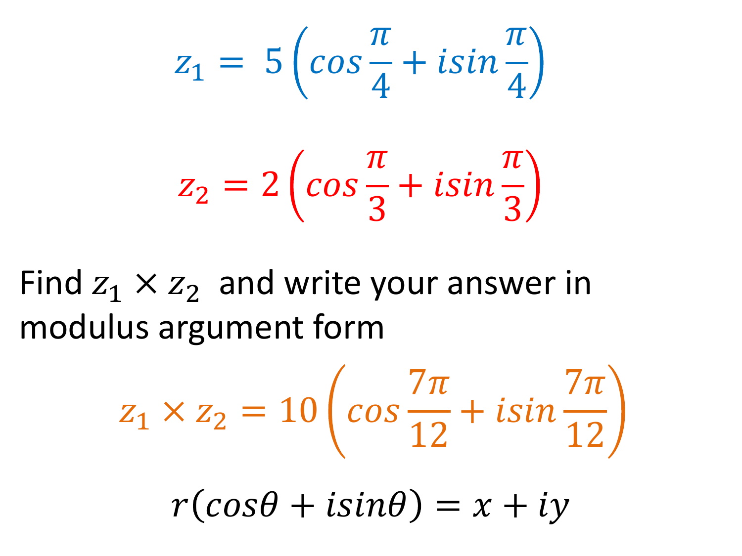$$z_1 = 5\left(cos\frac{\pi}{4} + isin\frac{\pi}{4}\right)$$

$$z_2 = 2\left(cos\frac{\pi}{3} + isin\frac{\pi}{3}\right)$$

Find $z_1 \times z_2$ and write your answer in modulus argument form

$$z_1 \times z_2 = 10\left(cos\frac{7\pi}{12} + isin\frac{7\pi}{12}\right)$$

$$r(cos\theta + isin\theta) = x + iy$$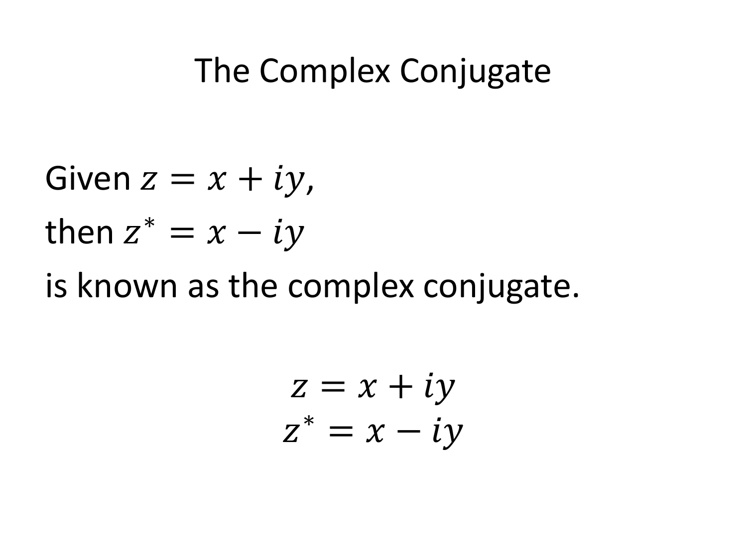# The Complex Conjugate

Given $z = x + iy$,

then $z^* = x - iy$

is known as the complex conjugate.

$$z = x + iy$$
$$z^* = x - iy$$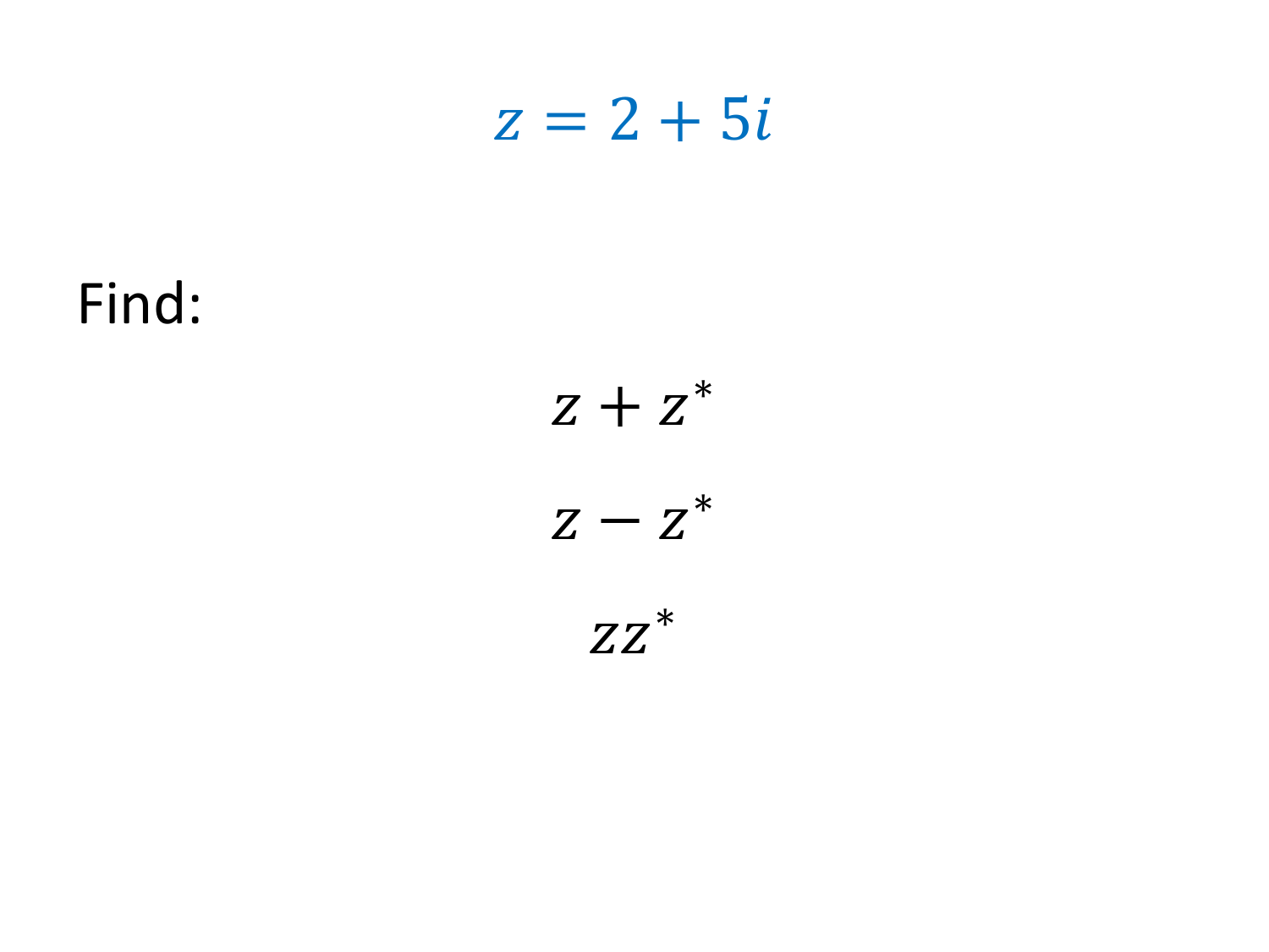$$z = 2 + 5i$$

Find:

$$z + z^*$$

$$z - z^*$$

$$zz^*$$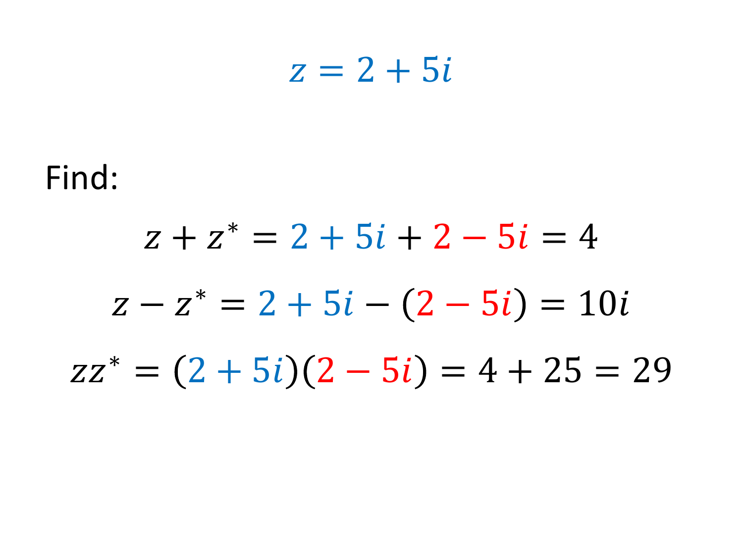$$z = 2 + 5i$$

Find:

$$z + z^* = 2 + 5i + 2 - 5i = 4$$

$$z - z^* = 2 + 5i - (2 - 5i) = 10i$$

$$zz^* = (2 + 5i)(2 - 5i) = 4 + 25 = 29$$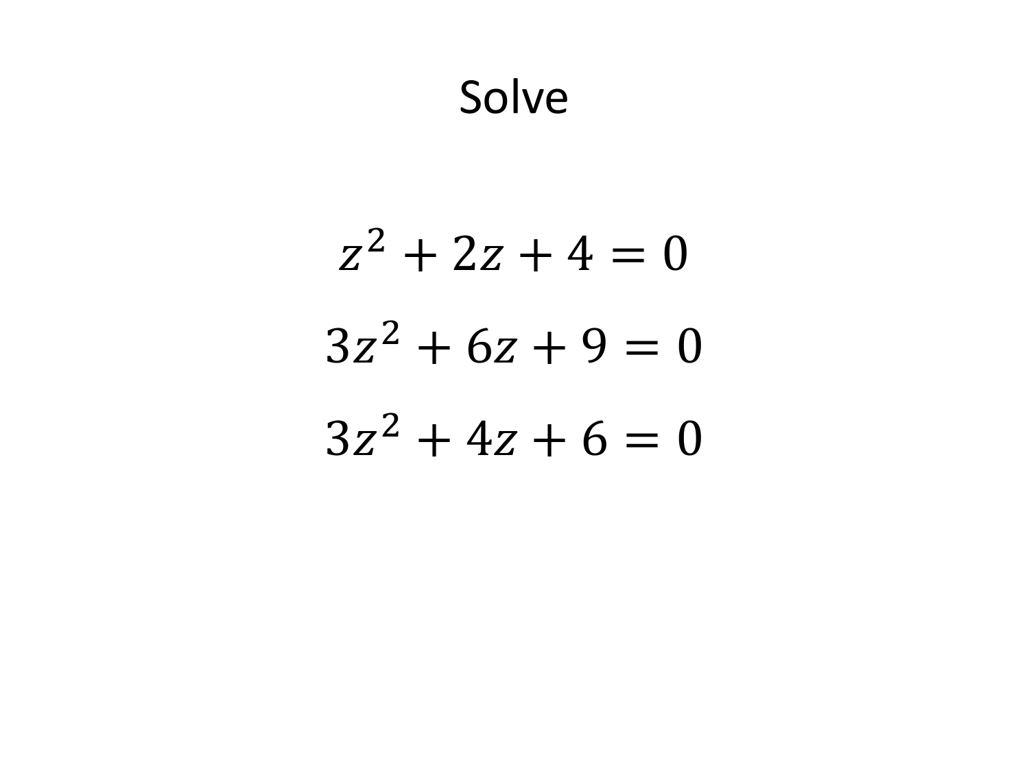# Solve

$$z^2 + 2z + 4 = 0$$

$$3z^2 + 6z + 9 = 0$$

$$3z^2 + 4z + 6 = 0$$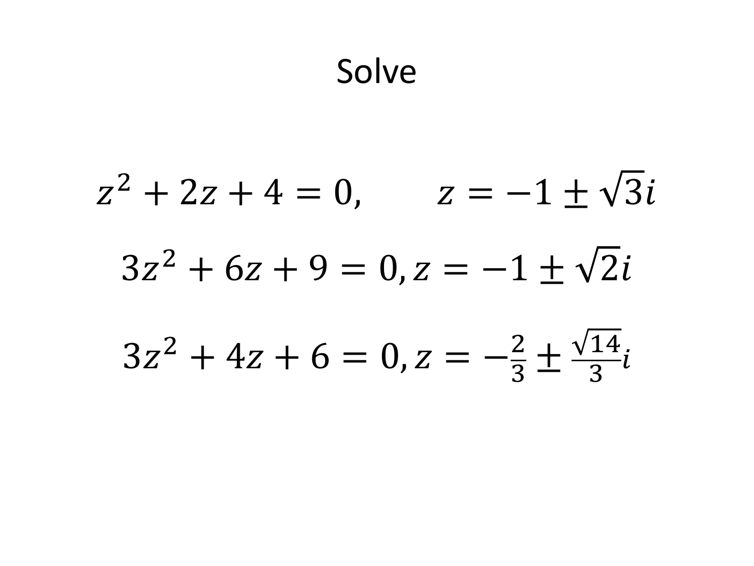# Solve

$$z^2 + 2z + 4 = 0, \qquad z = -1 \pm \sqrt{3}i$$

$$3z^2 + 6z + 9 = 0, z = -1 \pm \sqrt{2}i$$

$$3z^2 + 4z + 6 = 0, z = -\frac{2}{3} \pm \frac{\sqrt{14}}{3}i$$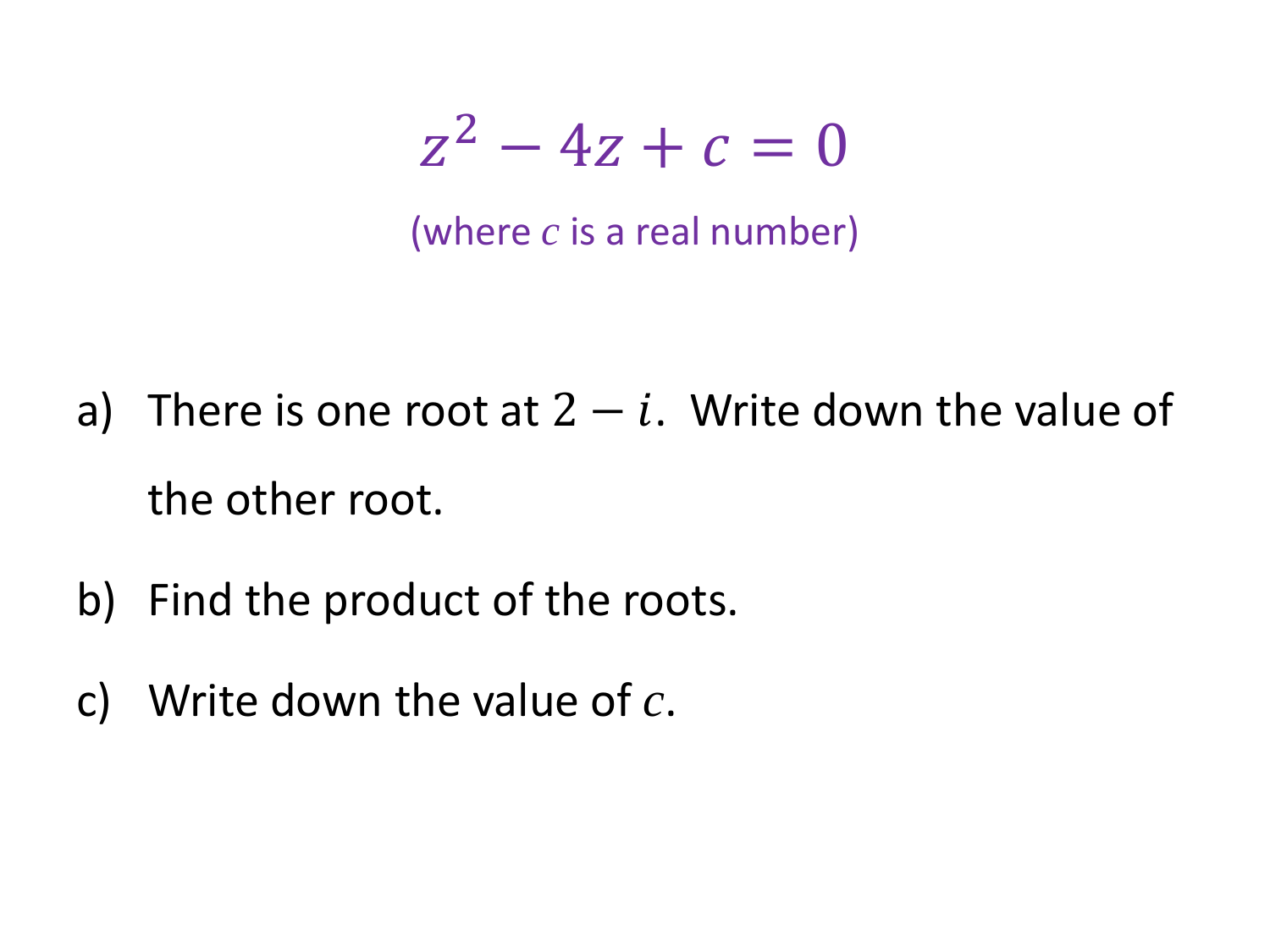$$z^2 - 4z + c = 0$$

(where $c$ is a real number)

a) There is one root at $2 - i$. Write down the value of the other root.

b) Find the product of the roots.

c) Write down the value of $c$.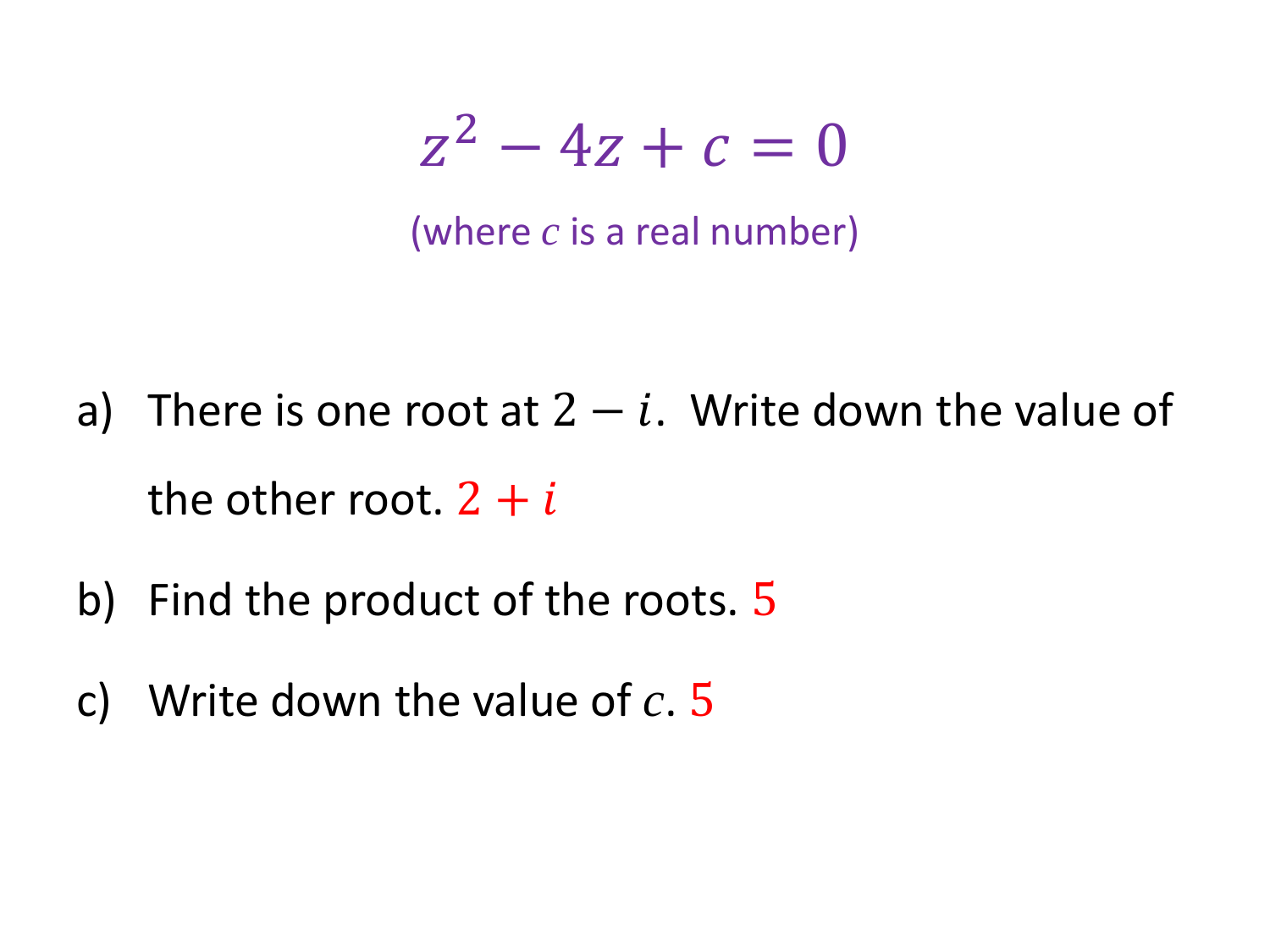$$z^2 - 4z + c = 0$$

(where $c$ is a real number)

a) There is one root at $2 - i$. Write down the value of the other root. $2 + i$

b) Find the product of the roots. $5$

c) Write down the value of $c$. $5$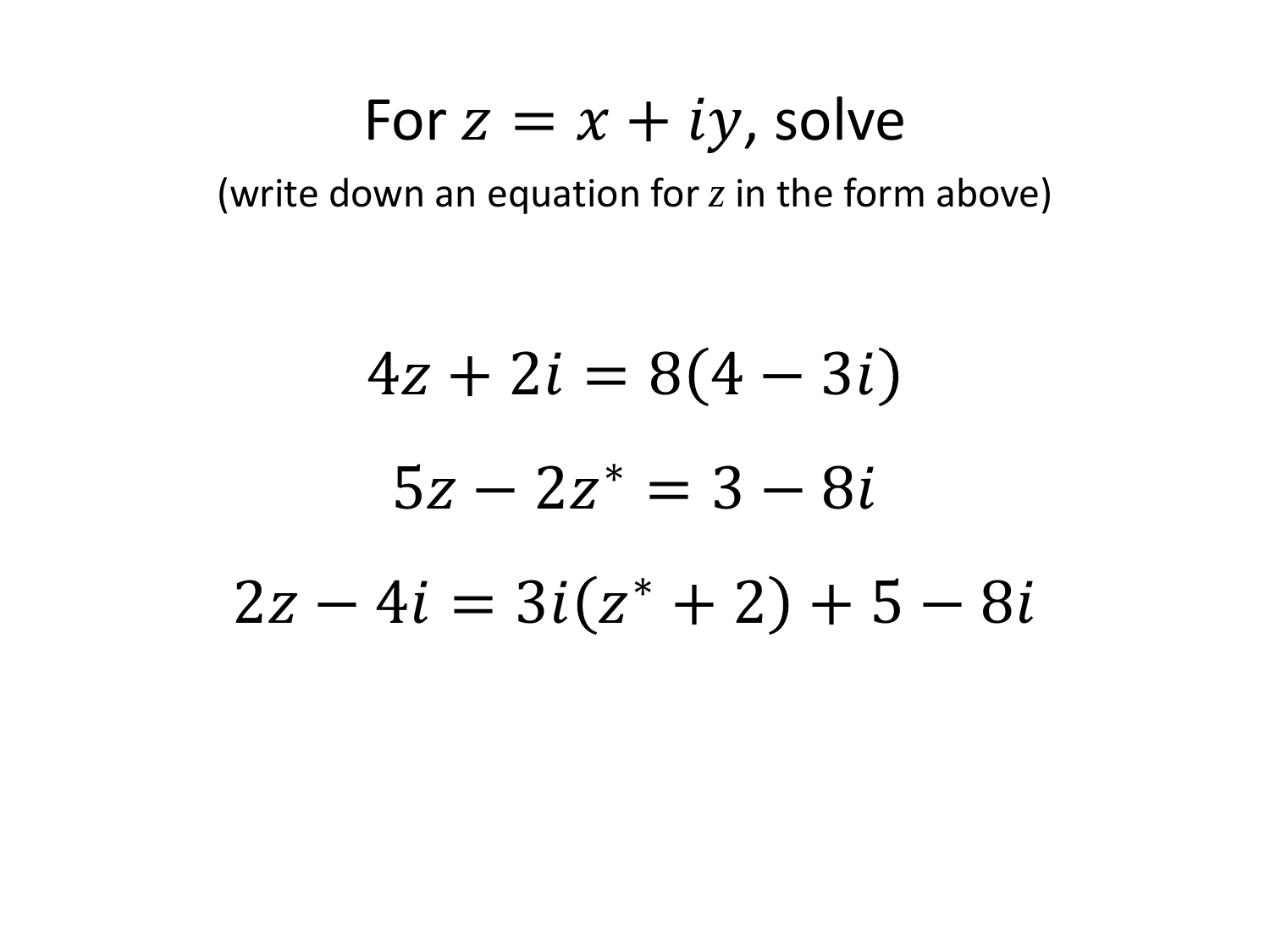For $z = x + iy$, solve

(write down an equation for $z$ in the form above)

$$4z + 2i = 8(4 - 3i)$$

$$5z - 2z^* = 3 - 8i$$

$$2z - 4i = 3i(z^* + 2) + 5 - 8i$$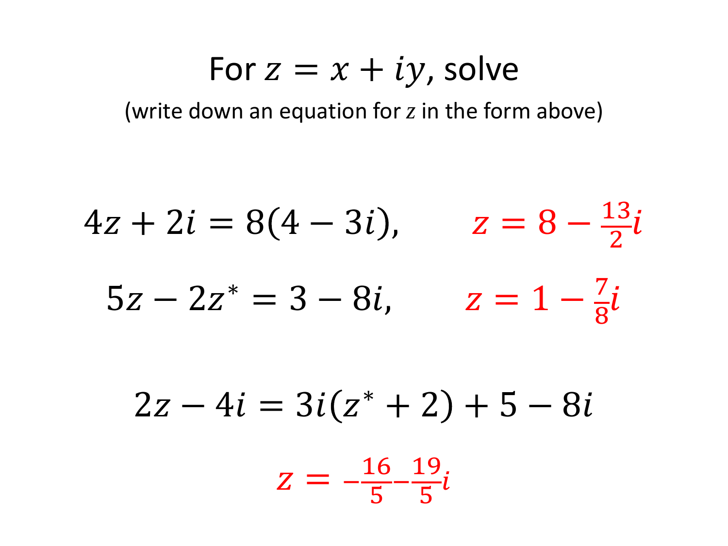# For $z = x + iy$, solve

(write down an equation for $z$ in the form above)

$$4z + 2i = 8(4 - 3i), \qquad z = 8 - \frac{13}{2}i$$

$$5z - 2z^* = 3 - 8i, \qquad z = 1 - \frac{7}{8}i$$

$$2z - 4i = 3i(z^* + 2) + 5 - 8i$$

$$z = -\frac{16}{5} - \frac{19}{5}i$$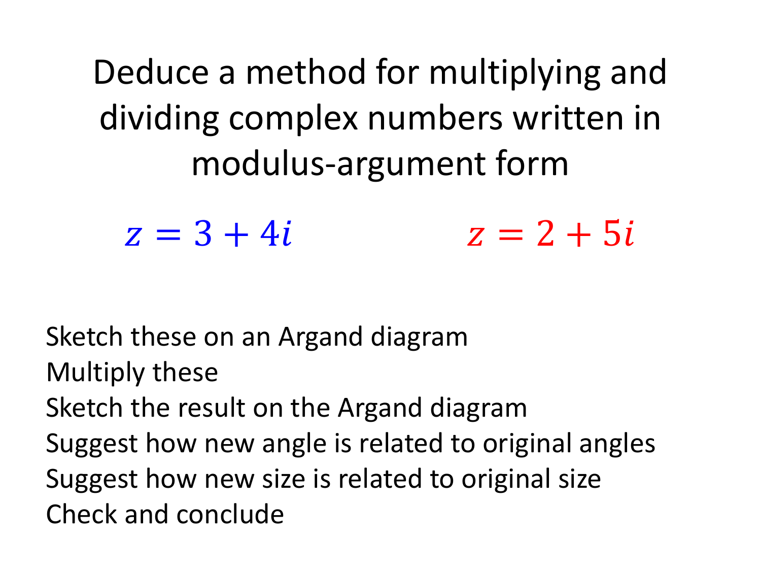# Deduce a method for multiplying and dividing complex numbers written in modulus-argument form

$z = 3 + 4i$ $\qquad\qquad$ $z = 2 + 5i$

Sketch these on an Argand diagram
Multiply these
Sketch the result on the Argand diagram
Suggest how new angle is related to original angles
Suggest how new size is related to original size
Check and conclude